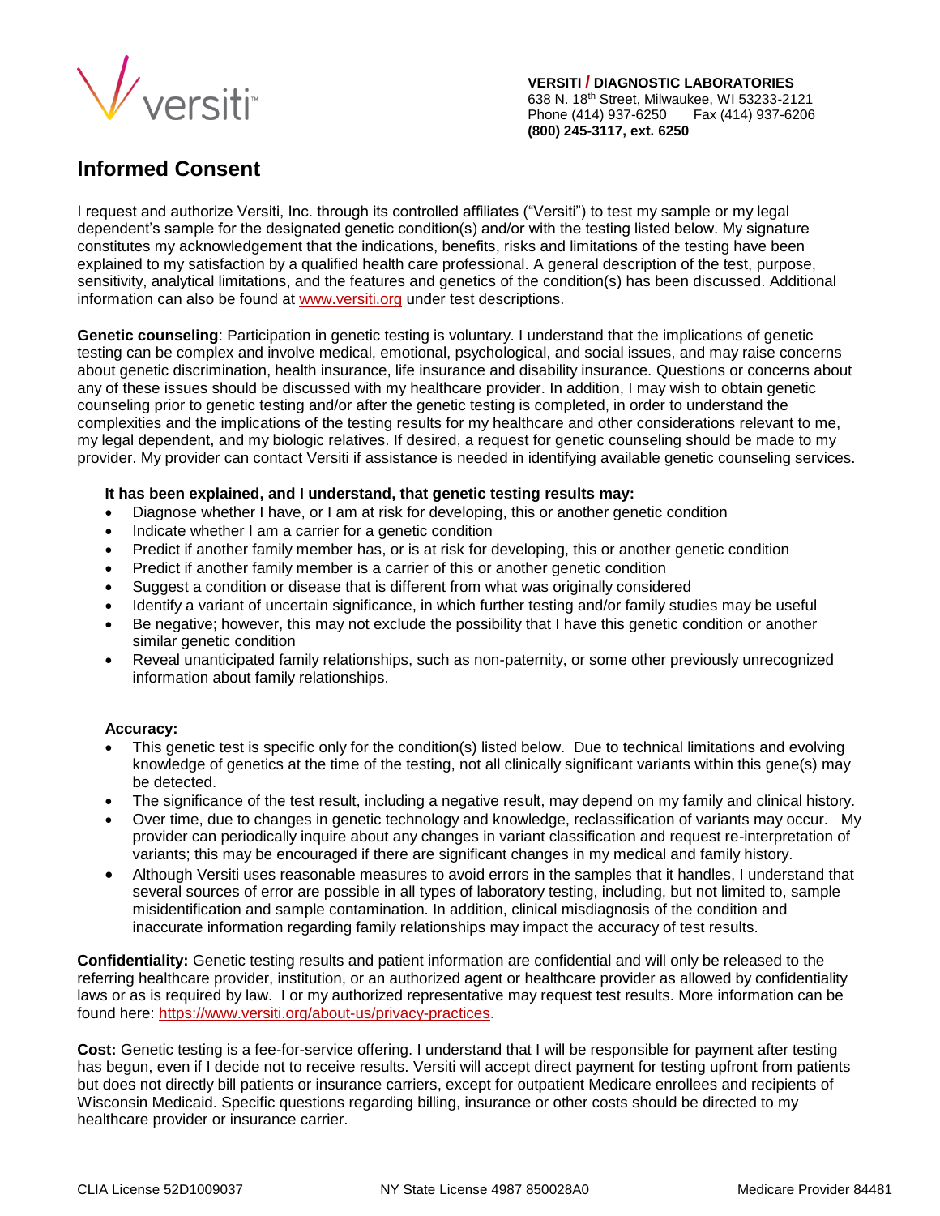**VERSITI / DIAGNOSTIC LABORATORIES**
638 N. 18th Street, Milwaukee, WI 53233-2121
Phone (414) 937-6250 Fax (414) 937-6206
**(800) 245-3117, ext. 6250**

# Informed Consent

I request and authorize Versiti, Inc. through its controlled affiliates ("Versiti") to test my sample or my legal dependent's sample for the designated genetic condition(s) and/or with the testing listed below. My signature constitutes my acknowledgement that the indications, benefits, risks and limitations of the testing have been explained to my satisfaction by a qualified health care professional. A general description of the test, purpose, sensitivity, analytical limitations, and the features and genetics of the condition(s) has been discussed. Additional information can also be found at www.versiti.org under test descriptions.

**Genetic counseling**: Participation in genetic testing is voluntary. I understand that the implications of genetic testing can be complex and involve medical, emotional, psychological, and social issues, and may raise concerns about genetic discrimination, health insurance, life insurance and disability insurance. Questions or concerns about any of these issues should be discussed with my healthcare provider. In addition, I may wish to obtain genetic counseling prior to genetic testing and/or after the genetic testing is completed, in order to understand the complexities and the implications of the testing results for my healthcare and other considerations relevant to me, my legal dependent, and my biologic relatives. If desired, a request for genetic counseling should be made to my provider. My provider can contact Versiti if assistance is needed in identifying available genetic counseling services.

**It has been explained, and I understand, that genetic testing results may:**

- Diagnose whether I have, or I am at risk for developing, this or another genetic condition
- Indicate whether I am a carrier for a genetic condition
- Predict if another family member has, or is at risk for developing, this or another genetic condition
- Predict if another family member is a carrier of this or another genetic condition
- Suggest a condition or disease that is different from what was originally considered
- Identify a variant of uncertain significance, in which further testing and/or family studies may be useful
- Be negative; however, this may not exclude the possibility that I have this genetic condition or another similar genetic condition
- Reveal unanticipated family relationships, such as non-paternity, or some other previously unrecognized information about family relationships.

**Accuracy:**

- This genetic test is specific only for the condition(s) listed below. Due to technical limitations and evolving knowledge of genetics at the time of the testing, not all clinically significant variants within this gene(s) may be detected.
- The significance of the test result, including a negative result, may depend on my family and clinical history.
- Over time, due to changes in genetic technology and knowledge, reclassification of variants may occur. My provider can periodically inquire about any changes in variant classification and request re-interpretation of variants; this may be encouraged if there are significant changes in my medical and family history.
- Although Versiti uses reasonable measures to avoid errors in the samples that it handles, I understand that several sources of error are possible in all types of laboratory testing, including, but not limited to, sample misidentification and sample contamination. In addition, clinical misdiagnosis of the condition and inaccurate information regarding family relationships may impact the accuracy of test results.

**Confidentiality:** Genetic testing results and patient information are confidential and will only be released to the referring healthcare provider, institution, or an authorized agent or healthcare provider as allowed by confidentiality laws or as is required by law. I or my authorized representative may request test results. More information can be found here: https://www.versiti.org/about-us/privacy-practices.

**Cost:** Genetic testing is a fee-for-service offering. I understand that I will be responsible for payment after testing has begun, even if I decide not to receive results. Versiti will accept direct payment for testing upfront from patients but does not directly bill patients or insurance carriers, except for outpatient Medicare enrollees and recipients of Wisconsin Medicaid. Specific questions regarding billing, insurance or other costs should be directed to my healthcare provider or insurance carrier.

CLIA License 52D1009037 NY State License 4987 850028A0 Medicare Provider 84481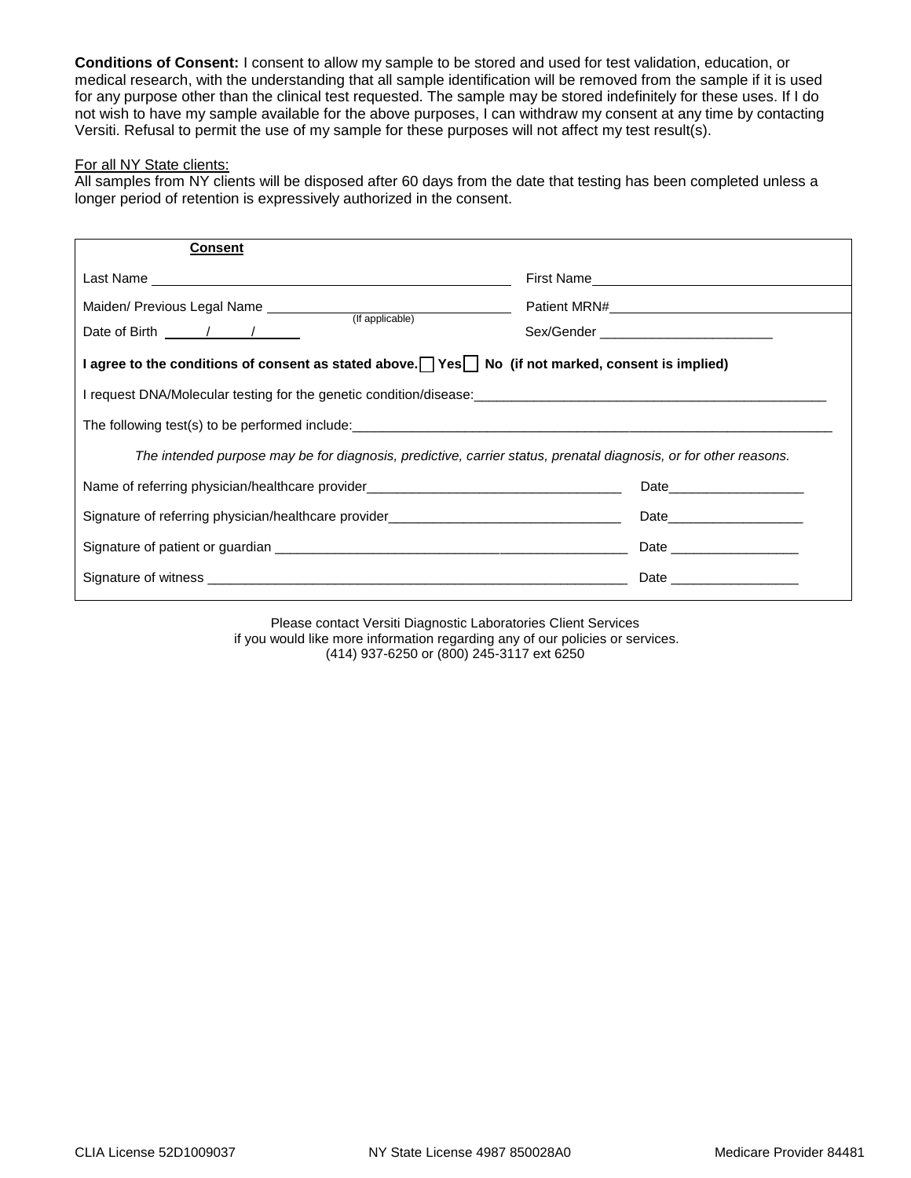**Conditions of Consent:** I consent to allow my sample to be stored and used for test validation, education, or medical research, with the understanding that all sample identification will be removed from the sample if it is used for any purpose other than the clinical test requested. The sample may be stored indefinitely for these uses. If I do not wish to have my sample available for the above purposes, I can withdraw my consent at any time by contacting Versiti. Refusal to permit the use of my sample for these purposes will not affect my test result(s).

For all NY State clients:
All samples from NY clients will be disposed after 60 days from the date that testing has been completed unless a longer period of retention is expressively authorized in the consent.

**Consent**

Last Name ______________________________ First Name ______________________________

Maiden/ Previous Legal Name ______________________________ (If applicable) Patient MRN# ______________________________

Date of Birth _____/_____/_____ Sex/Gender ______________________________

**I agree to the conditions of consent as stated above. ☐ Yes ☐ No (if not marked, consent is implied)**

I request DNA/Molecular testing for the genetic condition/disease: ______________________________

The following test(s) to be performed include: ______________________________

*The intended purpose may be for diagnosis, predictive, carrier status, prenatal diagnosis, or for other reasons.*

Name of referring physician/healthcare provider ______________________________ Date __________________

Signature of referring physician/healthcare provider ______________________________ Date __________________

Signature of patient or guardian ______________________________ Date __________________

Signature of witness ______________________________ Date __________________

Please contact Versiti Diagnostic Laboratories Client Services
if you would like more information regarding any of our policies or services.
(414) 937-6250 or (800) 245-3117 ext 6250

CLIA License 52D1009037 NY State License 4987 850028A0 Medicare Provider 84481